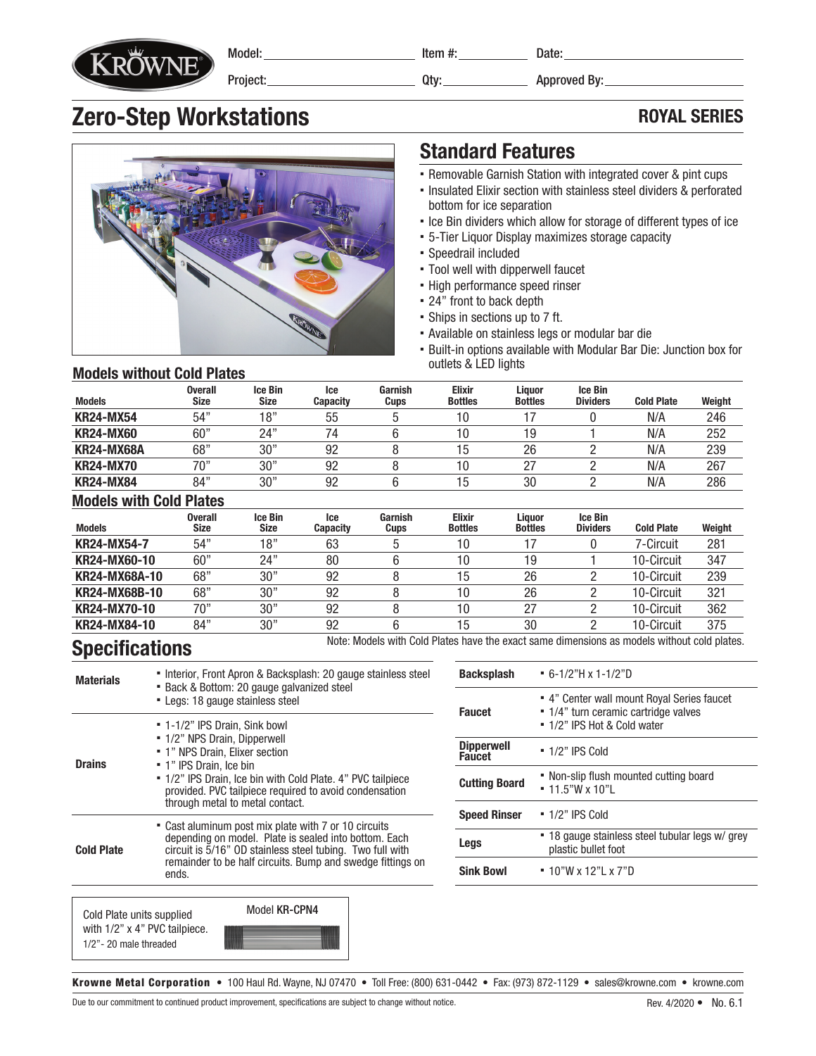Model: ______ Item #: ______ Date: ______

Project: ______ Qty: ______ Approved By: ______

# Zero-Step Workstations

**ROYAL SERIES**

## Standard Features

- Removable Garnish Station with integrated cover & pint cups
- Insulated Elixir section with stainless steel dividers & perforated bottom for ice separation
- Ice Bin dividers which allow for storage of different types of ice
- 5-Tier Liquor Display maximizes storage capacity
- Speedrail included
- Tool well with dipperwell faucet
- High performance speed rinser
- 24" front to back depth
- Ships in sections up to 7 ft.
- Available on stainless legs or modular bar die
- Built-in options available with Modular Bar Die: Junction box for outlets & LED lights

### Models without Cold Plates

| Models | Overall Size | Ice Bin Size | Ice Capacity | Garnish Cups | Elixir Bottles | Liquor Bottles | Ice Bin Dividers | Cold Plate | Weight |
|---|---|---|---|---|---|---|---|---|---|
| **KR24-MX54** | 54" | 18" | 55 | 5 | 10 | 17 | 0 | N/A | 246 |
| **KR24-MX60** | 60" | 24" | 74 | 6 | 10 | 19 | 1 | N/A | 252 |
| **KR24-MX68A** | 68" | 30" | 92 | 8 | 15 | 26 | 2 | N/A | 239 |
| **KR24-MX70** | 70" | 30" | 92 | 8 | 10 | 27 | 2 | N/A | 267 |
| **KR24-MX84** | 84" | 30" | 92 | 6 | 15 | 30 | 2 | N/A | 286 |

### Models with Cold Plates

| Models | Overall Size | Ice Bin Size | Ice Capacity | Garnish Cups | Elixir Bottles | Liquor Bottles | Ice Bin Dividers | Cold Plate | Weight |
|---|---|---|---|---|---|---|---|---|---|
| **KR24-MX54-7** | 54" | 18" | 63 | 5 | 10 | 17 | 0 | 7-Circuit | 281 |
| **KR24-MX60-10** | 60" | 24" | 80 | 6 | 10 | 19 | 1 | 10-Circuit | 347 |
| **KR24-MX68A-10** | 68" | 30" | 92 | 8 | 15 | 26 | 2 | 10-Circuit | 239 |
| **KR24-MX68B-10** | 68" | 30" | 92 | 8 | 10 | 26 | 2 | 10-Circuit | 321 |
| **KR24-MX70-10** | 70" | 30" | 92 | 8 | 10 | 27 | 2 | 10-Circuit | 362 |
| **KR24-MX84-10** | 84" | 30" | 92 | 6 | 15 | 30 | 2 | 10-Circuit | 375 |

Note: Models with Cold Plates have the exact same dimensions as models without cold plates.

## Specifications

| | |
|---|---|
| **Materials** | • Interior, Front Apron & Backsplash: 20 gauge stainless steel<br>• Back & Bottom: 20 gauge galvanized steel<br>• Legs: 18 gauge stainless steel |
| **Drains** | • 1-1/2" IPS Drain, Sink bowl<br>• 1/2" NPS Drain, Dipperwell<br>• 1" NPS Drain, Elixer section<br>• 1" IPS Drain, Ice bin<br>• 1/2" IPS Drain, Ice bin with Cold Plate. 4" PVC tailpiece provided. PVC tailpiece required to avoid condensation through metal to metal contact. |
| **Cold Plate** | • Cast aluminum post mix plate with 7 or 10 circuits depending on model. Plate is sealed into bottom. Each circuit is 5/16" OD stainless steel tubing. Two full with remainder to be half circuits. Bump and swedge fittings on ends. |

| | |
|---|---|
| **Backsplash** | • 6-1/2"H x 1-1/2"D |
| **Faucet** | • 4" Center wall mount Royal Series faucet<br>• 1/4" turn ceramic cartridge valves<br>• 1/2" IPS Hot & Cold water |
| **Dipperwell Faucet** | • 1/2" IPS Cold |
| **Cutting Board** | • Non-slip flush mounted cutting board<br>• 11.5"W x 10"L |
| **Speed Rinser** | • 1/2" IPS Cold |
| **Legs** | • 18 gauge stainless steel tubular legs w/ grey plastic bullet foot |
| **Sink Bowl** | • 10"W x 12"L x 7"D |

Cold Plate units supplied with 1/2" x 4" PVC tailpiece.
1/2"- 20 male threaded

Model **KR-CPN4**

**Krowne Metal Corporation** • 100 Haul Rd. Wayne, NJ 07470 • Toll Free: (800) 631-0442 • Fax: (973) 872-1129 • sales@krowne.com • krowne.com

Due to our commitment to continued product improvement, specifications are subject to change without notice. Rev. 4/2020 • No. 6.1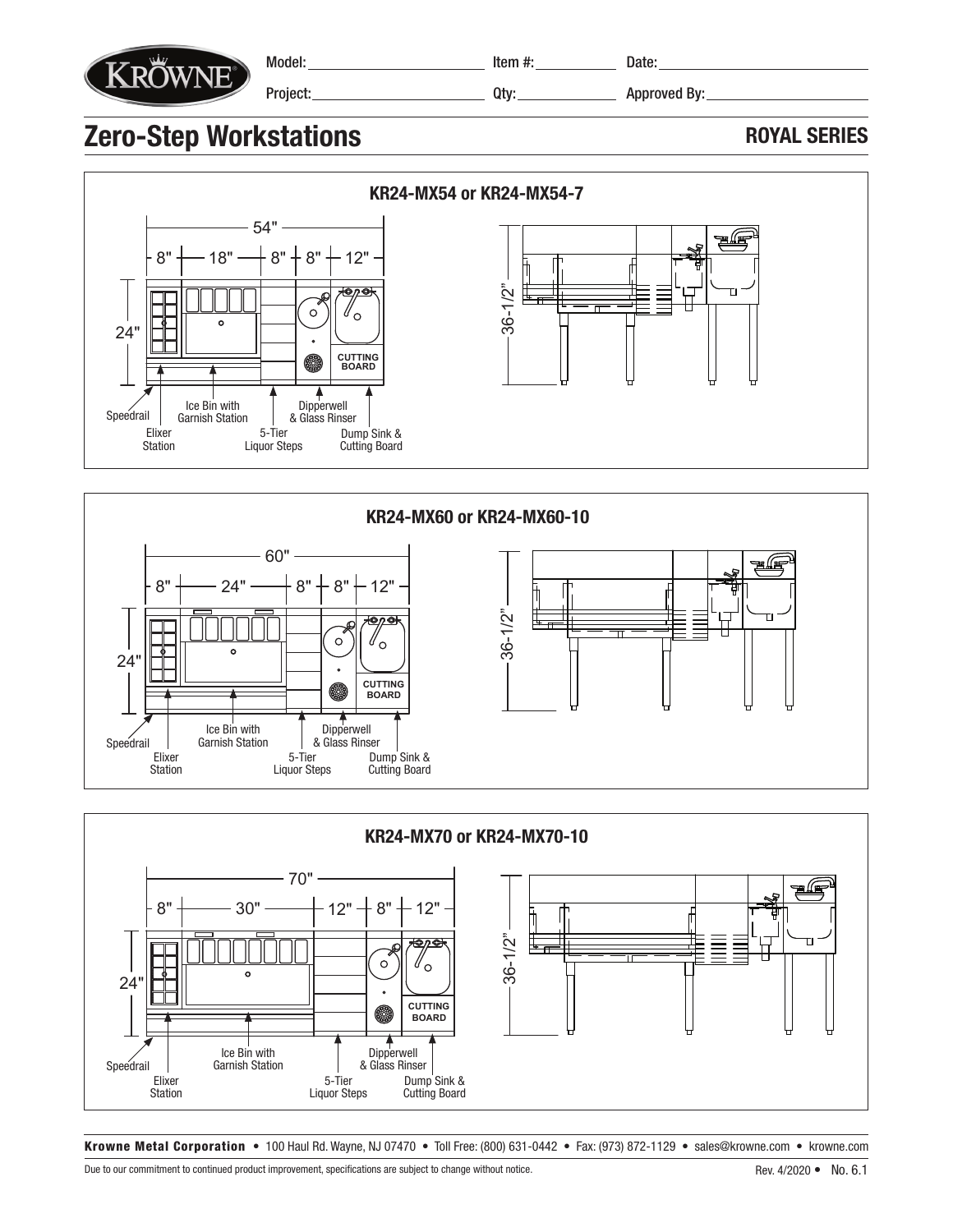Model: Item #: Date:

Project: Qty: Approved By:

# Zero-Step Workstations

## ROYAL SERIES

### KR24-MX54 or KR24-MX54-7

54"

8" | 18" | 8" | 8" | 12"

24"

36-1/2"

CUTTING BOARD

Speedrail, Elixer Station, Ice Bin with Garnish Station, 5-Tier Liquor Steps, Dipperwell & Glass Rinser, Dump Sink & Cutting Board

### KR24-MX60 or KR24-MX60-10

60"

8" | 24" | 8" | 8" | 12"

24"

36-1/2"

CUTTING BOARD

Speedrail, Elixer Station, Ice Bin with Garnish Station, 5-Tier Liquor Steps, Dipperwell & Glass Rinser, Dump Sink & Cutting Board

### KR24-MX70 or KR24-MX70-10

70"

8" | 30" | 12" | 8" | 12"

24"

36-1/2"

CUTTING BOARD

Speedrail, Elixer Station, Ice Bin with Garnish Station, 5-Tier Liquor Steps, Dipperwell & Glass Rinser, Dump Sink & Cutting Board

**Krowne Metal Corporation** • 100 Haul Rd. Wayne, NJ 07470 • Toll Free: (800) 631-0442 • Fax: (973) 872-1129 • sales@krowne.com • krowne.com

Due to our commitment to continued product improvement, specifications are subject to change without notice.

Rev. 4/2020 • No. 6.1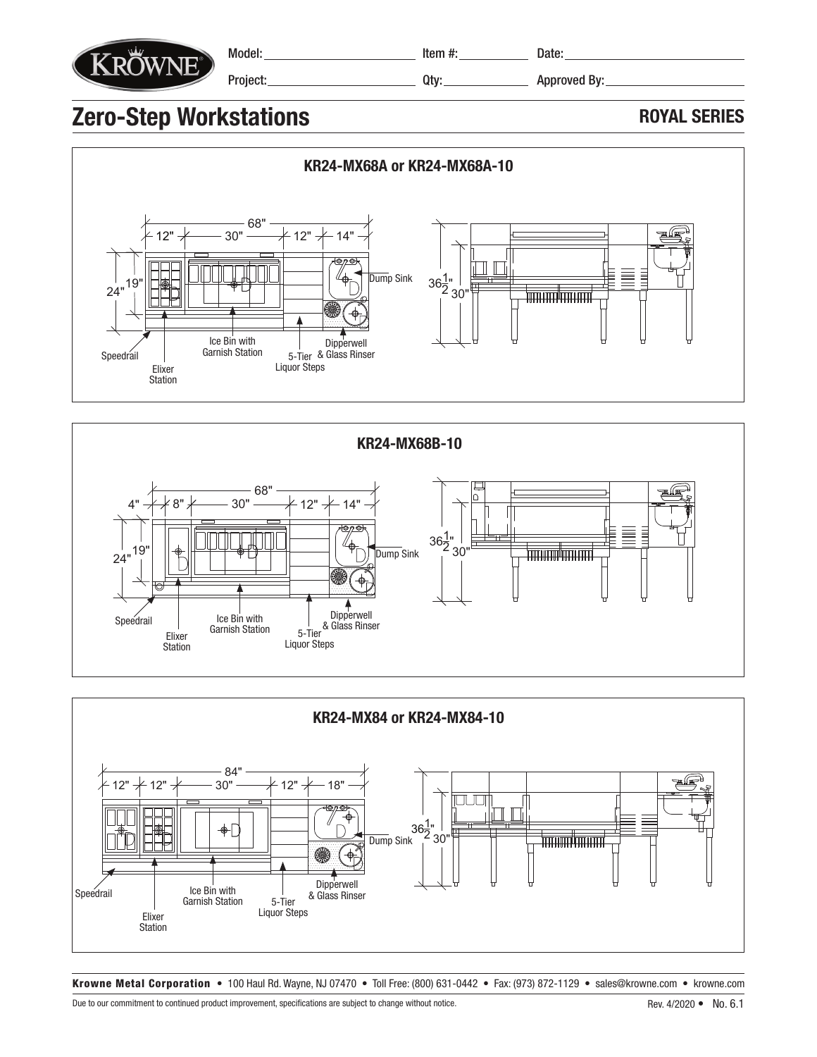Model: Item #: Date:

Project: Qty: Approved By:

# Zero-Step Workstations

## ROYAL SERIES

### KR24-MX68A or KR24-MX68A-10

68"
12" 30" 12" 14"
24" 19"
Dump Sink
Speedrail
Elixer Station
Ice Bin with Garnish Station
5-Tier Liquor Steps
Dipperwell & Glass Rinser
36 1/2"
30"

### KR24-MX68B-10

68"
4" 8" 30" 12" 14"
24" 19"
Dump Sink
Speedrail
Elixer Station
Ice Bin with Garnish Station
5-Tier Liquor Steps
Dipperwell & Glass Rinser
36 1/2"
30"

### KR24-MX84 or KR24-MX84-10

84"
12" 12" 30" 12" 18"
Dump Sink
Speedrail
Elixer Station
Ice Bin with Garnish Station
5-Tier Liquor Steps
Dipperwell & Glass Rinser
36 1/2"
30"

**Krowne Metal Corporation** • 100 Haul Rd. Wayne, NJ 07470 • Toll Free: (800) 631-0442 • Fax: (973) 872-1129 • sales@krowne.com • krowne.com

Due to our commitment to continued product improvement, specifications are subject to change without notice.

Rev. 4/2020 • No. 6.1